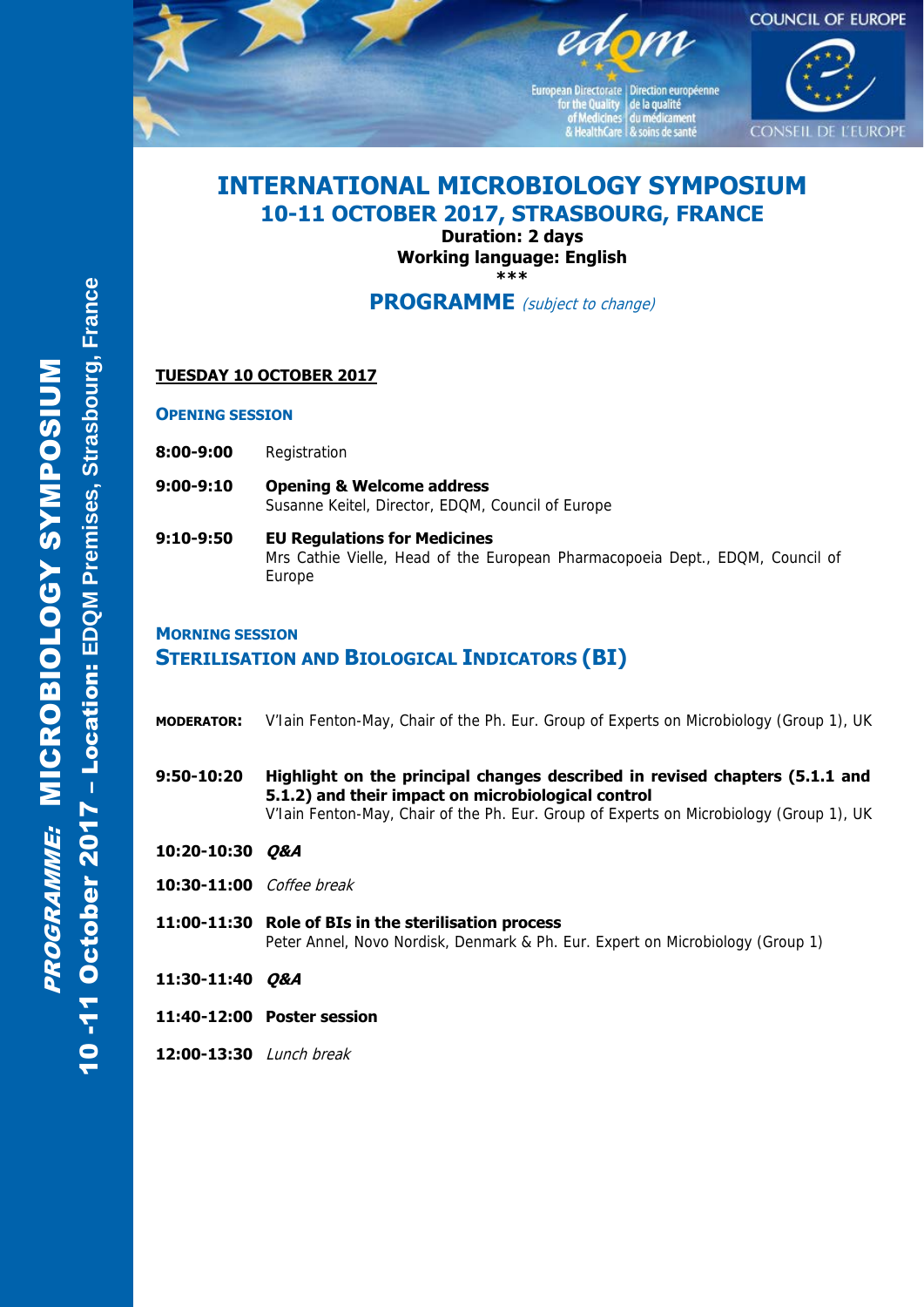# INTERNATIONAL MICROBIOLOGY SYMPOSIUM

## 10-11 OCTOBER 2017, STRASBOURG, FRANCE

**Duration: 2 days**
**Working language: English**

***

## PROGRAMME *(subject to change)*

**TUESDAY 10 OCTOBER 2017**

### OPENING SESSION

**8:00-9:00** Registration

**9:00-9:10** **Opening & Welcome address**
Susanne Keitel, Director, EDQM, Council of Europe

**9:10-9:50** **EU Regulations for Medicines**
Mrs Cathie Vielle, Head of the European Pharmacopoeia Dept., EDQM, Council of Europe

### MORNING SESSION

### STERILISATION AND BIOLOGICAL INDICATORS (BI)

**MODERATOR:** V'Iain Fenton-May, Chair of the Ph. Eur. Group of Experts on Microbiology (Group 1), UK

**9:50-10:20** **Highlight on the principal changes described in revised chapters (5.1.1 and 5.1.2) and their impact on microbiological control**
V'Iain Fenton-May, Chair of the Ph. Eur. Group of Experts on Microbiology (Group 1), UK

**10:20-10:30** ***Q&A***

**10:30-11:00** *Coffee break*

**11:00-11:30** **Role of BIs in the sterilisation process**
Peter Annel, Novo Nordisk, Denmark & Ph. Eur. Expert on Microbiology (Group 1)

**11:30-11:40** ***Q&A***

**11:40-12:00** **Poster session**

**12:00-13:30** *Lunch break*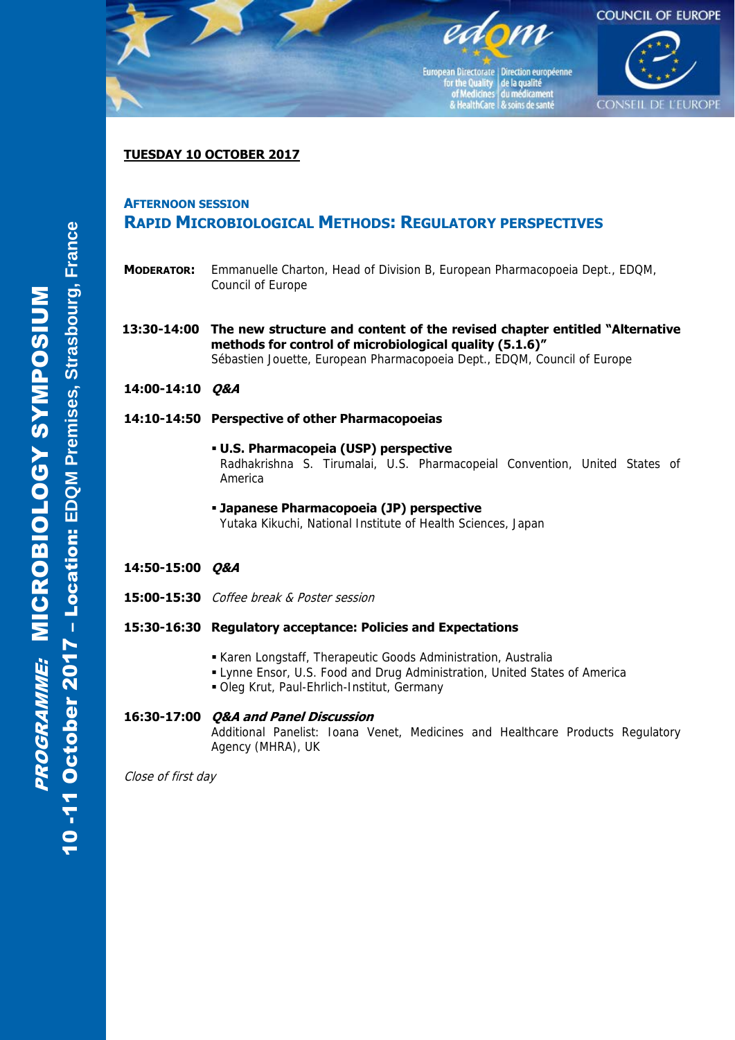**TUESDAY 10 OCTOBER 2017**

## AFTERNOON SESSION
## RAPID MICROBIOLOGICAL METHODS: REGULATORY PERSPECTIVES

**MODERATOR:** Emmanuelle Charton, Head of Division B, European Pharmacopoeia Dept., EDQM, Council of Europe

**13:30-14:00** **The new structure and content of the revised chapter entitled "Alternative methods for control of microbiological quality (5.1.6)"**
Sébastien Jouette, European Pharmacopoeia Dept., EDQM, Council of Europe

**14:00-14:10** ***Q&A***

**14:10-14:50** **Perspective of other Pharmacopoeias**

- **U.S. Pharmacopeia (USP) perspective**
  Radhakrishna S. Tirumalai, U.S. Pharmacopeial Convention, United States of America
- **Japanese Pharmacopoeia (JP) perspective**
  Yutaka Kikuchi, National Institute of Health Sciences, Japan

**14:50-15:00** ***Q&A***

**15:00-15:30** *Coffee break & Poster session*

**15:30-16:30** **Regulatory acceptance: Policies and Expectations**

- Karen Longstaff, Therapeutic Goods Administration, Australia
- Lynne Ensor, U.S. Food and Drug Administration, United States of America
- Oleg Krut, Paul-Ehrlich-Institut, Germany

**16:30-17:00** ***Q&A and Panel Discussion***
Additional Panelist: Ioana Venet, Medicines and Healthcare Products Regulatory Agency (MHRA), UK

*Close of first day*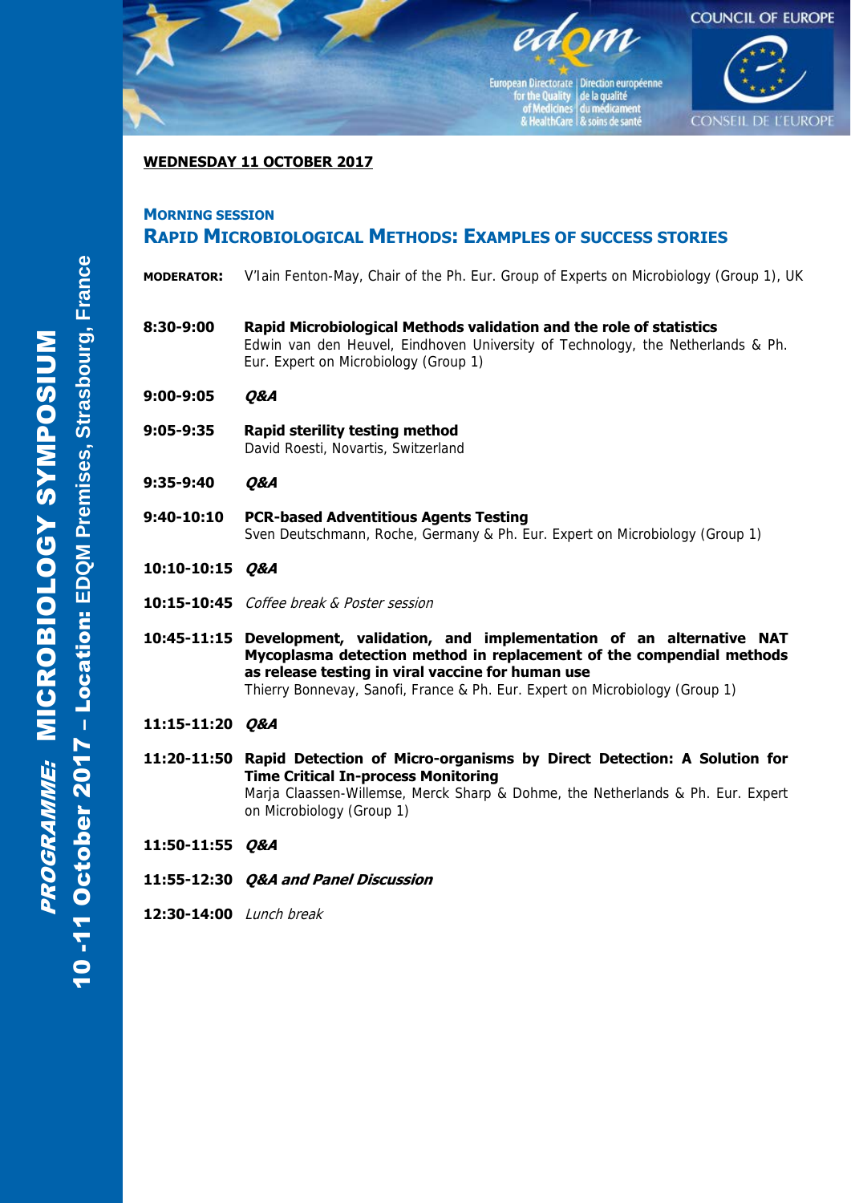**WEDNESDAY 11 OCTOBER 2017**

## MORNING SESSION

## RAPID MICROBIOLOGICAL METHODS: EXAMPLES OF SUCCESS STORIES

**MODERATOR:** V'Iain Fenton-May, Chair of the Ph. Eur. Group of Experts on Microbiology (Group 1), UK

**8:30-9:00** **Rapid Microbiological Methods validation and the role of statistics**
Edwin van den Heuvel, Eindhoven University of Technology, the Netherlands & Ph. Eur. Expert on Microbiology (Group 1)

**9:00-9:05** ***Q&A***

**9:05-9:35** **Rapid sterility testing method**
David Roesti, Novartis, Switzerland

**9:35-9:40** ***Q&A***

**9:40-10:10** **PCR-based Adventitious Agents Testing**
Sven Deutschmann, Roche, Germany & Ph. Eur. Expert on Microbiology (Group 1)

**10:10-10:15** ***Q&A***

**10:15-10:45** *Coffee break & Poster session*

**10:45-11:15** **Development, validation, and implementation of an alternative NAT Mycoplasma detection method in replacement of the compendial methods as release testing in viral vaccine for human use**
Thierry Bonnevay, Sanofi, France & Ph. Eur. Expert on Microbiology (Group 1)

**11:15-11:20** ***Q&A***

**11:20-11:50** **Rapid Detection of Micro-organisms by Direct Detection: A Solution for Time Critical In-process Monitoring**
Marja Claassen-Willemse, Merck Sharp & Dohme, the Netherlands & Ph. Eur. Expert on Microbiology (Group 1)

**11:50-11:55** ***Q&A***

**11:55-12:30** ***Q&A and Panel Discussion***

**12:30-14:00** *Lunch break*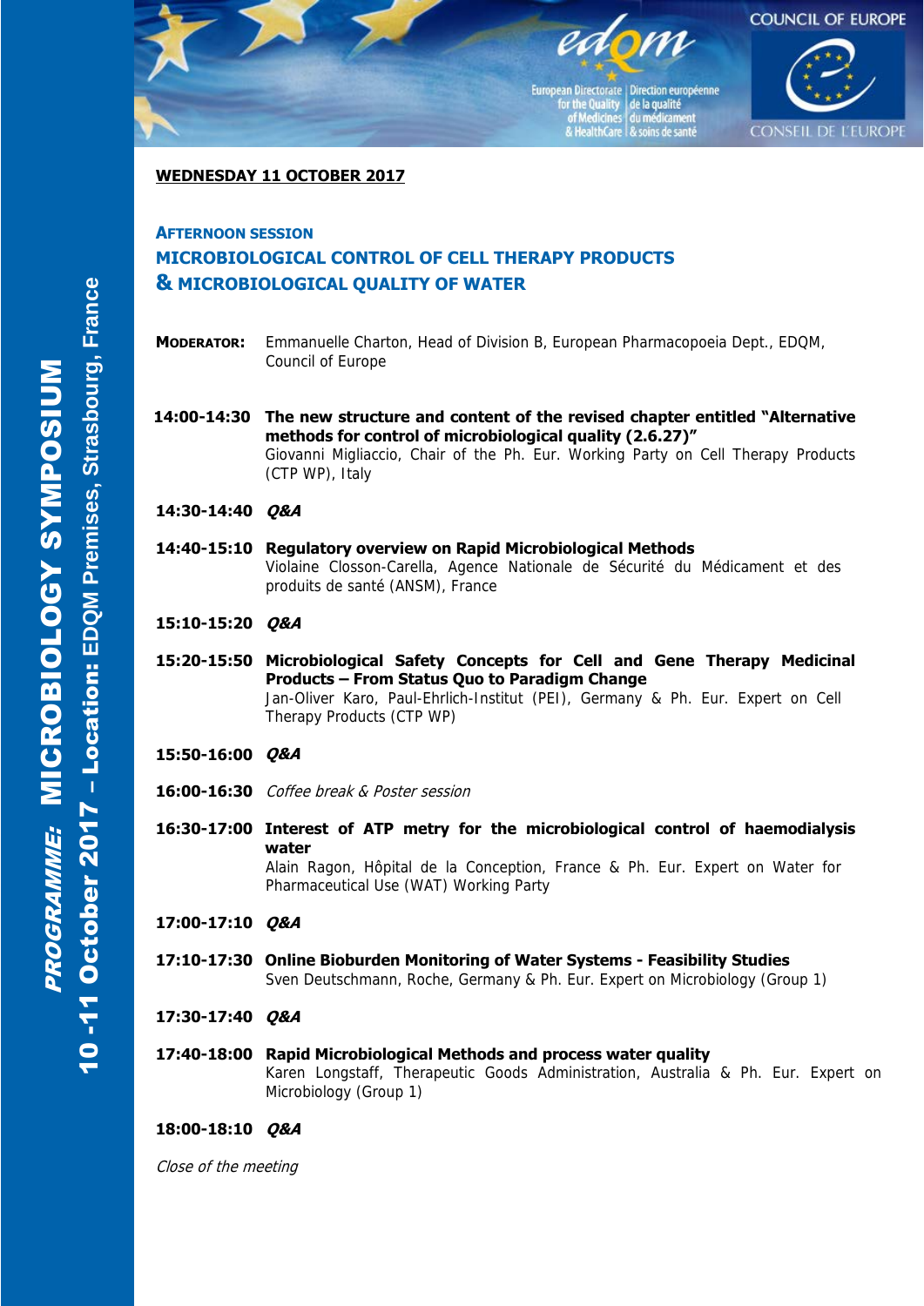**WEDNESDAY 11 OCTOBER 2017**

## AFTERNOON SESSION

## MICROBIOLOGICAL CONTROL OF CELL THERAPY PRODUCTS & MICROBIOLOGICAL QUALITY OF WATER

**MODERATOR:** Emmanuelle Charton, Head of Division B, European Pharmacopoeia Dept., EDQM, Council of Europe

**14:00-14:30** **The new structure and content of the revised chapter entitled "Alternative methods for control of microbiological quality (2.6.27)"**
Giovanni Migliaccio, Chair of the Ph. Eur. Working Party on Cell Therapy Products (CTP WP), Italy

**14:30-14:40** ***Q&A***

**14:40-15:10** **Regulatory overview on Rapid Microbiological Methods**
Violaine Closson-Carella, Agence Nationale de Sécurité du Médicament et des produits de santé (ANSM), France

**15:10-15:20** ***Q&A***

**15:20-15:50** **Microbiological Safety Concepts for Cell and Gene Therapy Medicinal Products – From Status Quo to Paradigm Change**
Jan-Oliver Karo, Paul-Ehrlich-Institut (PEI), Germany & Ph. Eur. Expert on Cell Therapy Products (CTP WP)

**15:50-16:00** ***Q&A***

**16:00-16:30** *Coffee break & Poster session*

**16:30-17:00** **Interest of ATP metry for the microbiological control of haemodialysis water**
Alain Ragon, Hôpital de la Conception, France & Ph. Eur. Expert on Water for Pharmaceutical Use (WAT) Working Party

**17:00-17:10** ***Q&A***

**17:10-17:30** **Online Bioburden Monitoring of Water Systems - Feasibility Studies**
Sven Deutschmann, Roche, Germany & Ph. Eur. Expert on Microbiology (Group 1)

**17:30-17:40** ***Q&A***

**17:40-18:00** **Rapid Microbiological Methods and process water quality**
Karen Longstaff, Therapeutic Goods Administration, Australia & Ph. Eur. Expert on Microbiology (Group 1)

**18:00-18:10** ***Q&A***

*Close of the meeting*